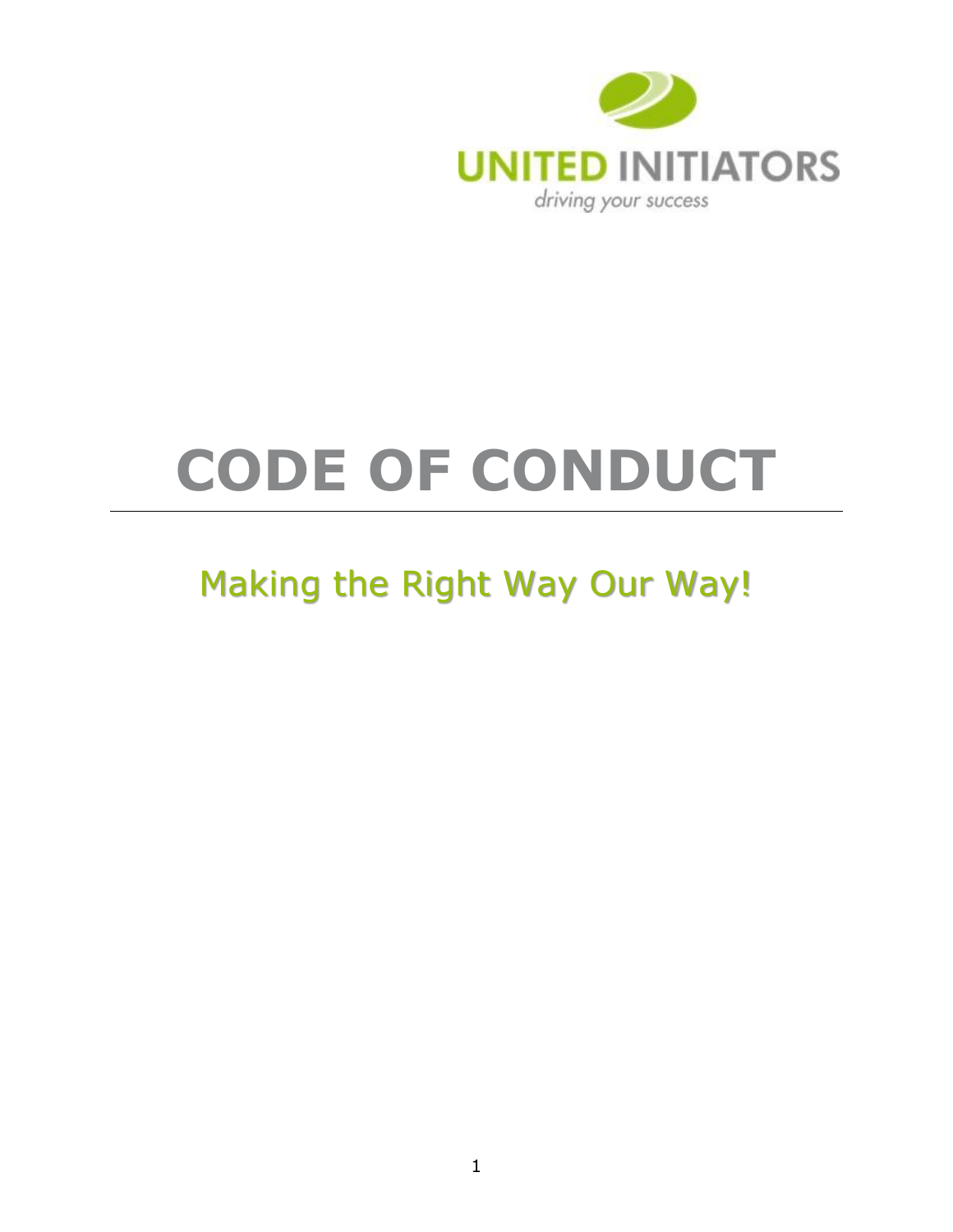UNITED INITIATORS

driving your success

# CODE OF CONDUCT

## Making the Right Way Our Way!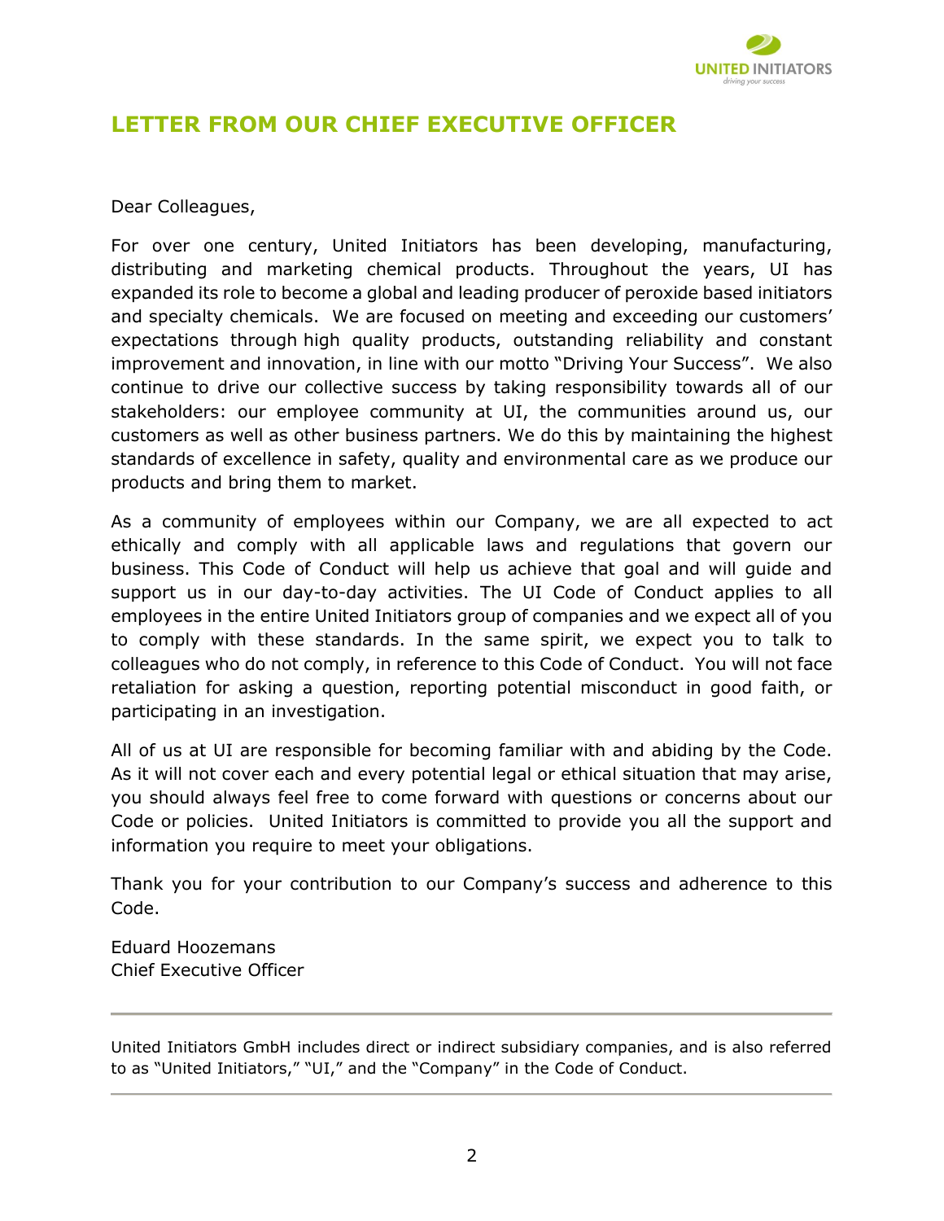## LETTER FROM OUR CHIEF EXECUTIVE OFFICER

Dear Colleagues,

For over one century, United Initiators has been developing, manufacturing, distributing and marketing chemical products. Throughout the years, UI has expanded its role to become a global and leading producer of peroxide based initiators and specialty chemicals. We are focused on meeting and exceeding our customers' expectations through high quality products, outstanding reliability and constant improvement and innovation, in line with our motto "Driving Your Success". We also continue to drive our collective success by taking responsibility towards all of our stakeholders: our employee community at UI, the communities around us, our customers as well as other business partners. We do this by maintaining the highest standards of excellence in safety, quality and environmental care as we produce our products and bring them to market.

As a community of employees within our Company, we are all expected to act ethically and comply with all applicable laws and regulations that govern our business. This Code of Conduct will help us achieve that goal and will guide and support us in our day-to-day activities. The UI Code of Conduct applies to all employees in the entire United Initiators group of companies and we expect all of you to comply with these standards. In the same spirit, we expect you to talk to colleagues who do not comply, in reference to this Code of Conduct. You will not face retaliation for asking a question, reporting potential misconduct in good faith, or participating in an investigation.

All of us at UI are responsible for becoming familiar with and abiding by the Code. As it will not cover each and every potential legal or ethical situation that may arise, you should always feel free to come forward with questions or concerns about our Code or policies. United Initiators is committed to provide you all the support and information you require to meet your obligations.

Thank you for your contribution to our Company's success and adherence to this Code.

Eduard Hoozemans
Chief Executive Officer

---

United Initiators GmbH includes direct or indirect subsidiary companies, and is also referred to as "United Initiators," "UI," and the "Company" in the Code of Conduct.

---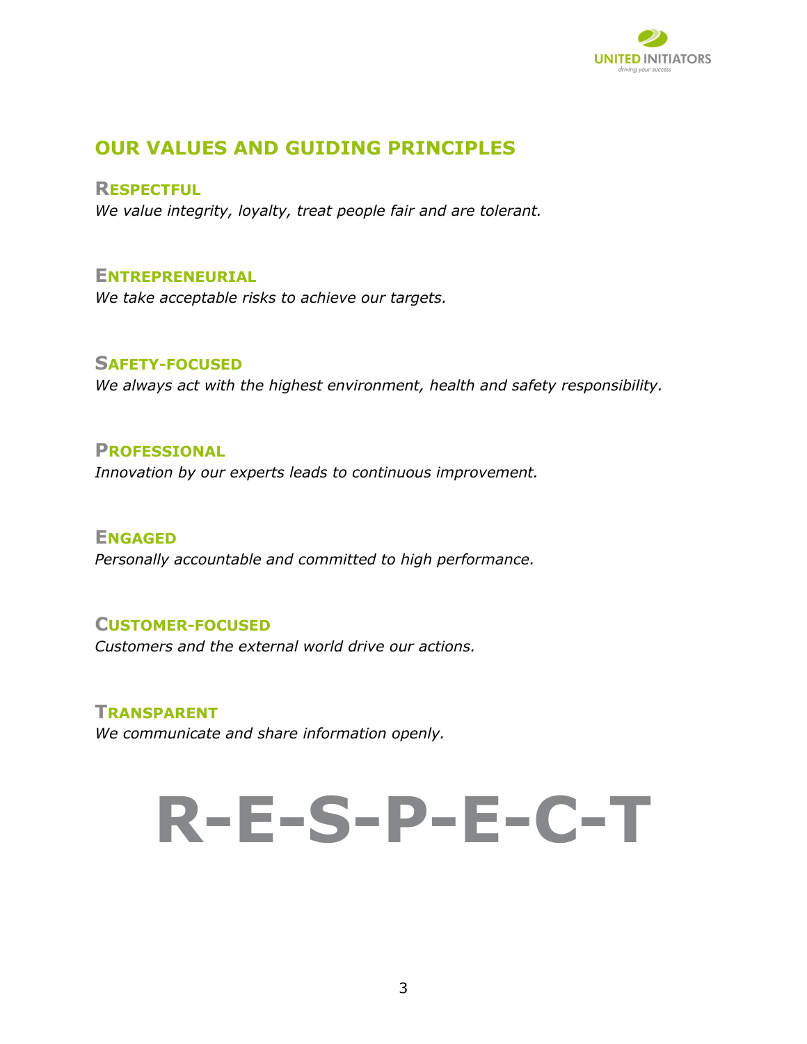## OUR VALUES AND GUIDING PRINCIPLES

### RESPECTFUL

*We value integrity, loyalty, treat people fair and are tolerant.*

### ENTREPRENEURIAL

*We take acceptable risks to achieve our targets.*

### SAFETY-FOCUSED

*We always act with the highest environment, health and safety responsibility.*

### PROFESSIONAL

*Innovation by our experts leads to continuous improvement.*

### ENGAGED

*Personally accountable and committed to high performance.*

### CUSTOMER-FOCUSED

*Customers and the external world drive our actions.*

### TRANSPARENT

*We communicate and share information openly.*

# R-E-S-P-E-C-T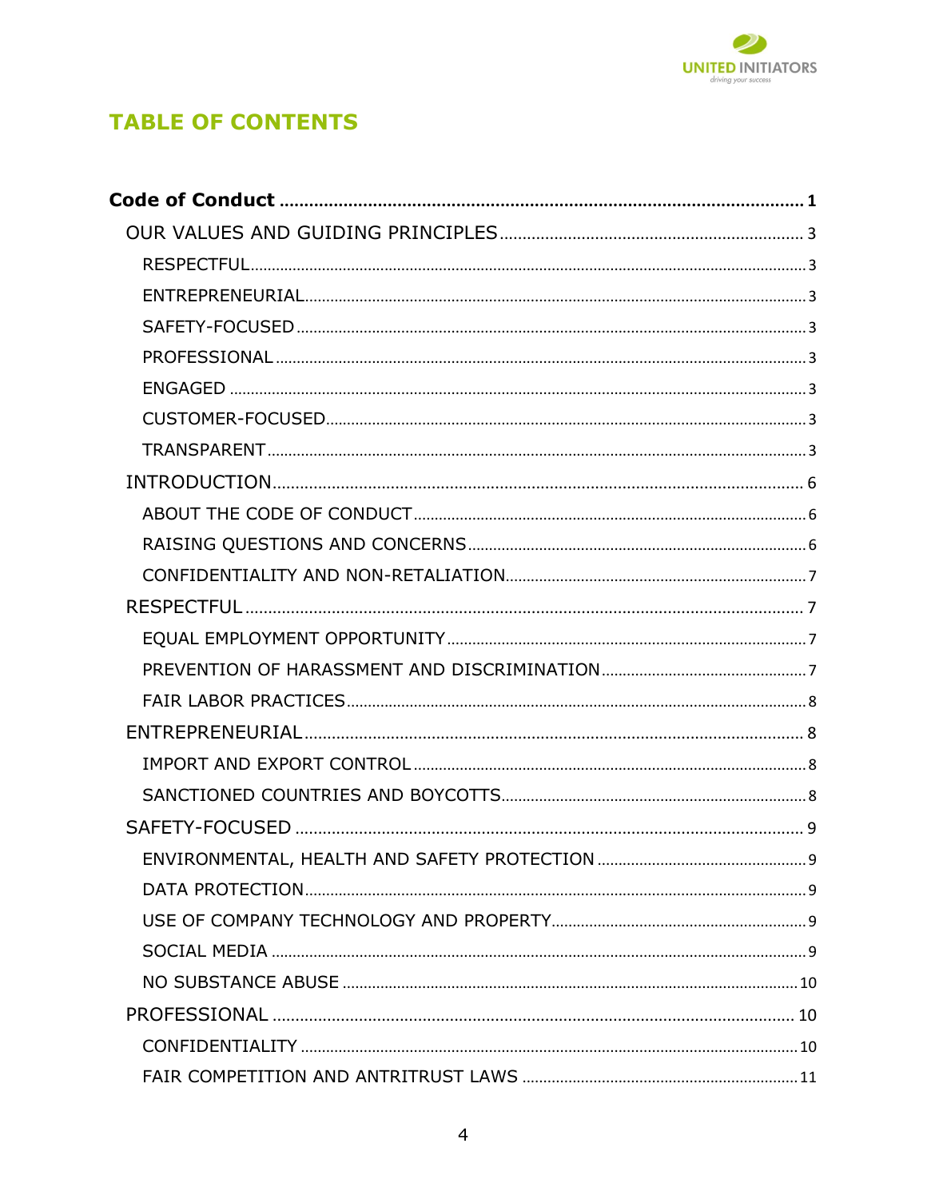## TABLE OF CONTENTS

- **Code of Conduct** ........ 1
  - OUR VALUES AND GUIDING PRINCIPLES ........ 3
    - RESPECTFUL ........ 3
    - ENTREPRENEURIAL ........ 3
    - SAFETY-FOCUSED ........ 3
    - PROFESSIONAL ........ 3
    - ENGAGED ........ 3
    - CUSTOMER-FOCUSED ........ 3
    - TRANSPARENT ........ 3
  - INTRODUCTION ........ 6
    - ABOUT THE CODE OF CONDUCT ........ 6
    - RAISING QUESTIONS AND CONCERNS ........ 6
    - CONFIDENTIALITY AND NON-RETALIATION ........ 7
  - RESPECTFUL ........ 7
    - EQUAL EMPLOYMENT OPPORTUNITY ........ 7
    - PREVENTION OF HARASSMENT AND DISCRIMINATION ........ 7
    - FAIR LABOR PRACTICES ........ 8
  - ENTREPRENEURIAL ........ 8
    - IMPORT AND EXPORT CONTROL ........ 8
    - SANCTIONED COUNTRIES AND BOYCOTTS ........ 8
  - SAFETY-FOCUSED ........ 9
    - ENVIRONMENTAL, HEALTH AND SAFETY PROTECTION ........ 9
    - DATA PROTECTION ........ 9
    - USE OF COMPANY TECHNOLOGY AND PROPERTY ........ 9
    - SOCIAL MEDIA ........ 9
    - NO SUBSTANCE ABUSE ........ 10
  - PROFESSIONAL ........ 10
    - CONFIDENTIALITY ........ 10
    - FAIR COMPETITION AND ANTRITRUST LAWS ........ 11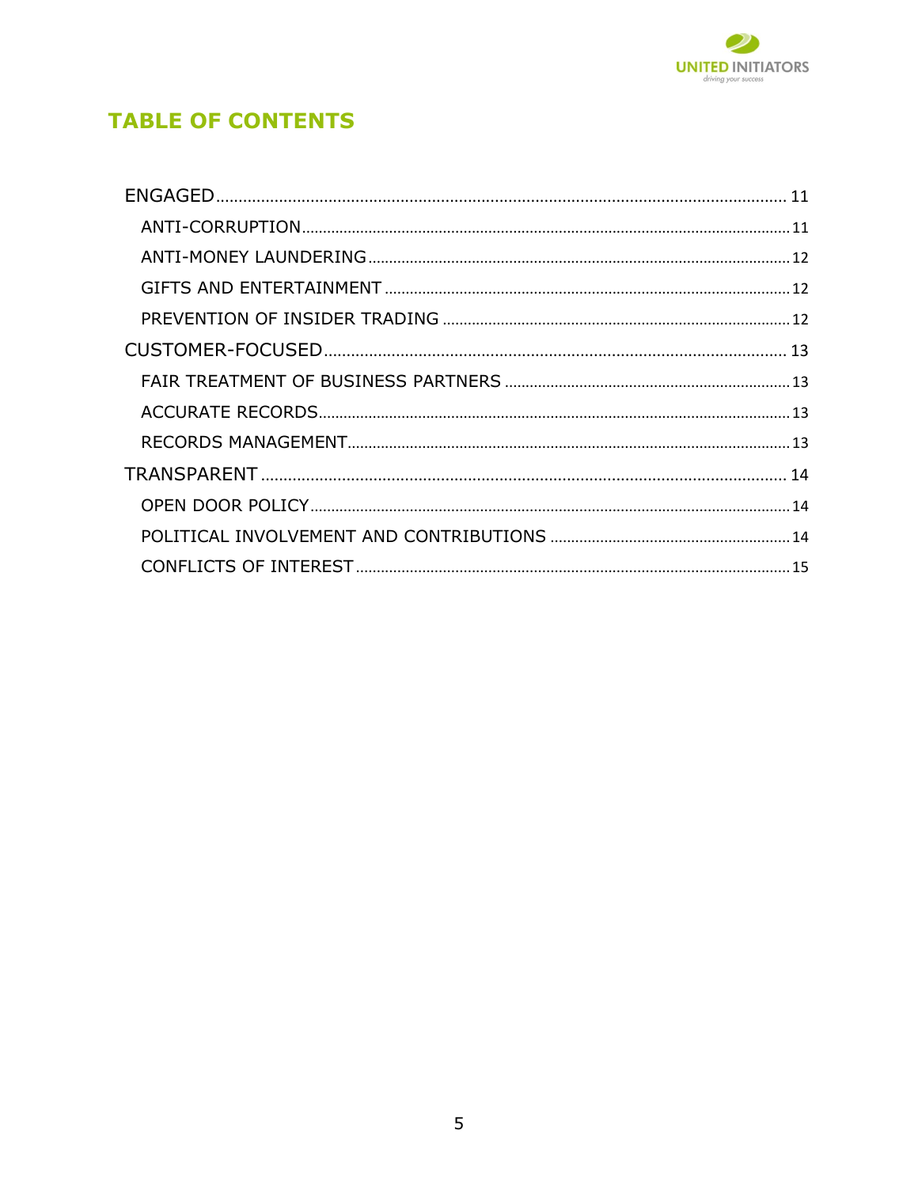## TABLE OF CONTENTS

- ENGAGED .......... 11
  - ANTI-CORRUPTION .......... 11
  - ANTI-MONEY LAUNDERING .......... 12
  - GIFTS AND ENTERTAINMENT .......... 12
  - PREVENTION OF INSIDER TRADING .......... 12
- CUSTOMER-FOCUSED .......... 13
  - FAIR TREATMENT OF BUSINESS PARTNERS .......... 13
  - ACCURATE RECORDS .......... 13
  - RECORDS MANAGEMENT .......... 13
- TRANSPARENT .......... 14
  - OPEN DOOR POLICY .......... 14
  - POLITICAL INVOLVEMENT AND CONTRIBUTIONS .......... 14
  - CONFLICTS OF INTEREST .......... 15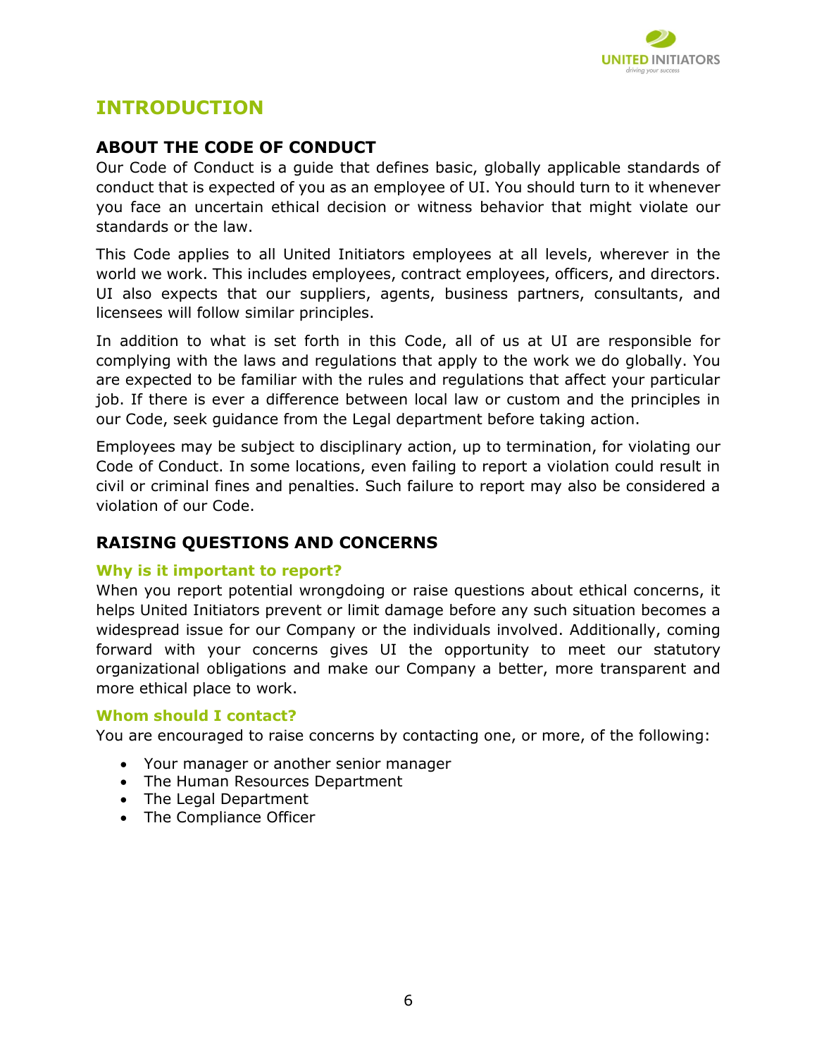# INTRODUCTION

## ABOUT THE CODE OF CONDUCT

Our Code of Conduct is a guide that defines basic, globally applicable standards of conduct that is expected of you as an employee of UI. You should turn to it whenever you face an uncertain ethical decision or witness behavior that might violate our standards or the law.

This Code applies to all United Initiators employees at all levels, wherever in the world we work. This includes employees, contract employees, officers, and directors. UI also expects that our suppliers, agents, business partners, consultants, and licensees will follow similar principles.

In addition to what is set forth in this Code, all of us at UI are responsible for complying with the laws and regulations that apply to the work we do globally. You are expected to be familiar with the rules and regulations that affect your particular job. If there is ever a difference between local law or custom and the principles in our Code, seek guidance from the Legal department before taking action.

Employees may be subject to disciplinary action, up to termination, for violating our Code of Conduct. In some locations, even failing to report a violation could result in civil or criminal fines and penalties. Such failure to report may also be considered a violation of our Code.

## RAISING QUESTIONS AND CONCERNS

### Why is it important to report?

When you report potential wrongdoing or raise questions about ethical concerns, it helps United Initiators prevent or limit damage before any such situation becomes a widespread issue for our Company or the individuals involved. Additionally, coming forward with your concerns gives UI the opportunity to meet our statutory organizational obligations and make our Company a better, more transparent and more ethical place to work.

### Whom should I contact?

You are encouraged to raise concerns by contacting one, or more, of the following:

- Your manager or another senior manager
- The Human Resources Department
- The Legal Department
- The Compliance Officer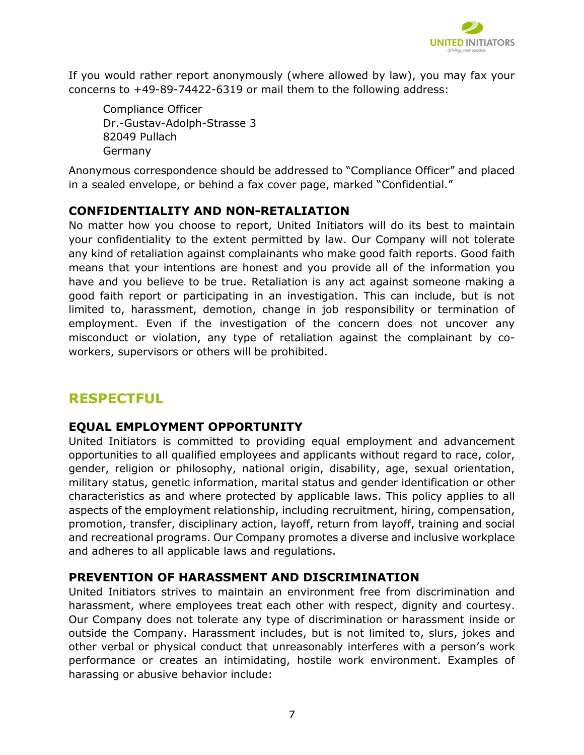If you would rather report anonymously (where allowed by law), you may fax your concerns to +49-89-74422-6319 or mail them to the following address:

Compliance Officer
Dr.-Gustav-Adolph-Strasse 3
82049 Pullach
Germany

Anonymous correspondence should be addressed to "Compliance Officer" and placed in a sealed envelope, or behind a fax cover page, marked "Confidential."

### CONFIDENTIALITY AND NON-RETALIATION

No matter how you choose to report, United Initiators will do its best to maintain your confidentiality to the extent permitted by law. Our Company will not tolerate any kind of retaliation against complainants who make good faith reports. Good faith means that your intentions are honest and you provide all of the information you have and you believe to be true. Retaliation is any act against someone making a good faith report or participating in an investigation. This can include, but is not limited to, harassment, demotion, change in job responsibility or termination of employment. Even if the investigation of the concern does not uncover any misconduct or violation, any type of retaliation against the complainant by co-workers, supervisors or others will be prohibited.

## RESPECTFUL

### EQUAL EMPLOYMENT OPPORTUNITY

United Initiators is committed to providing equal employment and advancement opportunities to all qualified employees and applicants without regard to race, color, gender, religion or philosophy, national origin, disability, age, sexual orientation, military status, genetic information, marital status and gender identification or other characteristics as and where protected by applicable laws. This policy applies to all aspects of the employment relationship, including recruitment, hiring, compensation, promotion, transfer, disciplinary action, layoff, return from layoff, training and social and recreational programs. Our Company promotes a diverse and inclusive workplace and adheres to all applicable laws and regulations.

### PREVENTION OF HARASSMENT AND DISCRIMINATION

United Initiators strives to maintain an environment free from discrimination and harassment, where employees treat each other with respect, dignity and courtesy. Our Company does not tolerate any type of discrimination or harassment inside or outside the Company. Harassment includes, but is not limited to, slurs, jokes and other verbal or physical conduct that unreasonably interferes with a person's work performance or creates an intimidating, hostile work environment. Examples of harassing or abusive behavior include: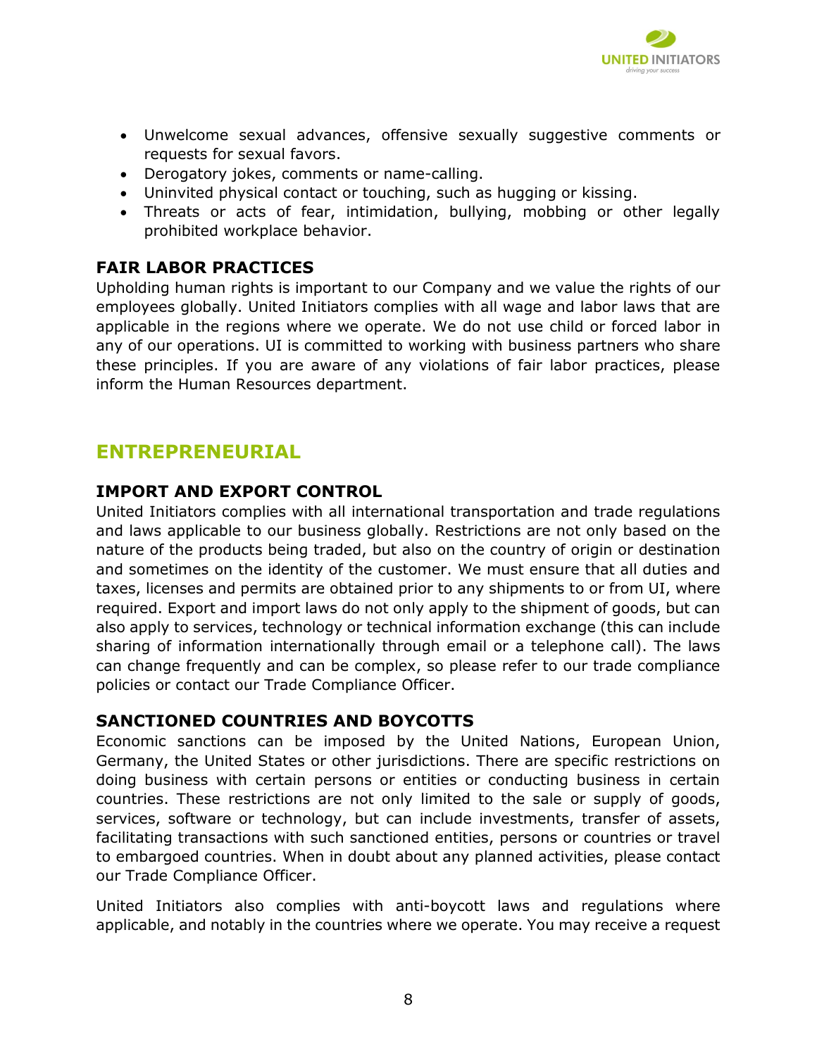- Unwelcome sexual advances, offensive sexually suggestive comments or requests for sexual favors.
- Derogatory jokes, comments or name-calling.
- Uninvited physical contact or touching, such as hugging or kissing.
- Threats or acts of fear, intimidation, bullying, mobbing or other legally prohibited workplace behavior.

### FAIR LABOR PRACTICES

Upholding human rights is important to our Company and we value the rights of our employees globally. United Initiators complies with all wage and labor laws that are applicable in the regions where we operate. We do not use child or forced labor in any of our operations. UI is committed to working with business partners who share these principles. If you are aware of any violations of fair labor practices, please inform the Human Resources department.

## ENTREPRENEURIAL

### IMPORT AND EXPORT CONTROL

United Initiators complies with all international transportation and trade regulations and laws applicable to our business globally. Restrictions are not only based on the nature of the products being traded, but also on the country of origin or destination and sometimes on the identity of the customer. We must ensure that all duties and taxes, licenses and permits are obtained prior to any shipments to or from UI, where required. Export and import laws do not only apply to the shipment of goods, but can also apply to services, technology or technical information exchange (this can include sharing of information internationally through email or a telephone call). The laws can change frequently and can be complex, so please refer to our trade compliance policies or contact our Trade Compliance Officer.

### SANCTIONED COUNTRIES AND BOYCOTTS

Economic sanctions can be imposed by the United Nations, European Union, Germany, the United States or other jurisdictions. There are specific restrictions on doing business with certain persons or entities or conducting business in certain countries. These restrictions are not only limited to the sale or supply of goods, services, software or technology, but can include investments, transfer of assets, facilitating transactions with such sanctioned entities, persons or countries or travel to embargoed countries. When in doubt about any planned activities, please contact our Trade Compliance Officer.

United Initiators also complies with anti-boycott laws and regulations where applicable, and notably in the countries where we operate. You may receive a request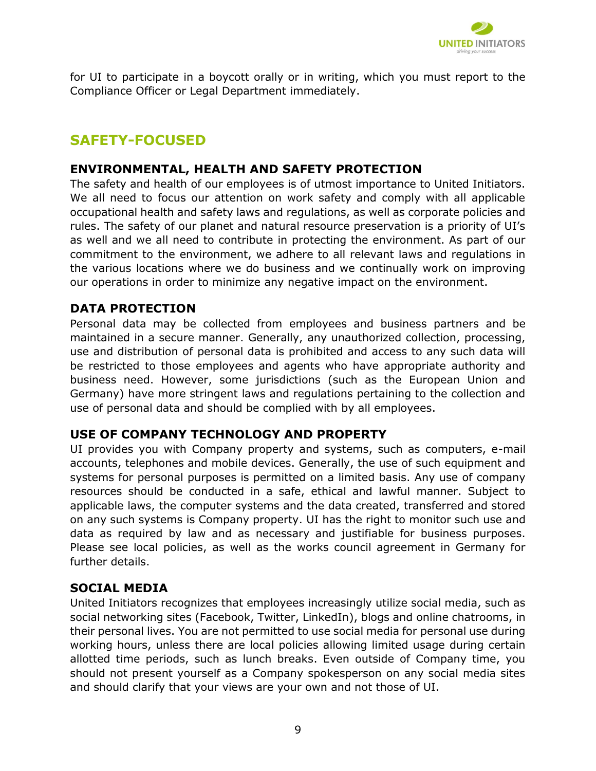for UI to participate in a boycott orally or in writing, which you must report to the Compliance Officer or Legal Department immediately.

## SAFETY-FOCUSED

### ENVIRONMENTAL, HEALTH AND SAFETY PROTECTION

The safety and health of our employees is of utmost importance to United Initiators. We all need to focus our attention on work safety and comply with all applicable occupational health and safety laws and regulations, as well as corporate policies and rules. The safety of our planet and natural resource preservation is a priority of UI's as well and we all need to contribute in protecting the environment. As part of our commitment to the environment, we adhere to all relevant laws and regulations in the various locations where we do business and we continually work on improving our operations in order to minimize any negative impact on the environment.

### DATA PROTECTION

Personal data may be collected from employees and business partners and be maintained in a secure manner. Generally, any unauthorized collection, processing, use and distribution of personal data is prohibited and access to any such data will be restricted to those employees and agents who have appropriate authority and business need. However, some jurisdictions (such as the European Union and Germany) have more stringent laws and regulations pertaining to the collection and use of personal data and should be complied with by all employees.

### USE OF COMPANY TECHNOLOGY AND PROPERTY

UI provides you with Company property and systems, such as computers, e-mail accounts, telephones and mobile devices. Generally, the use of such equipment and systems for personal purposes is permitted on a limited basis. Any use of company resources should be conducted in a safe, ethical and lawful manner. Subject to applicable laws, the computer systems and the data created, transferred and stored on any such systems is Company property. UI has the right to monitor such use and data as required by law and as necessary and justifiable for business purposes. Please see local policies, as well as the works council agreement in Germany for further details.

### SOCIAL MEDIA

United Initiators recognizes that employees increasingly utilize social media, such as social networking sites (Facebook, Twitter, LinkedIn), blogs and online chatrooms, in their personal lives. You are not permitted to use social media for personal use during working hours, unless there are local policies allowing limited usage during certain allotted time periods, such as lunch breaks. Even outside of Company time, you should not present yourself as a Company spokesperson on any social media sites and should clarify that your views are your own and not those of UI.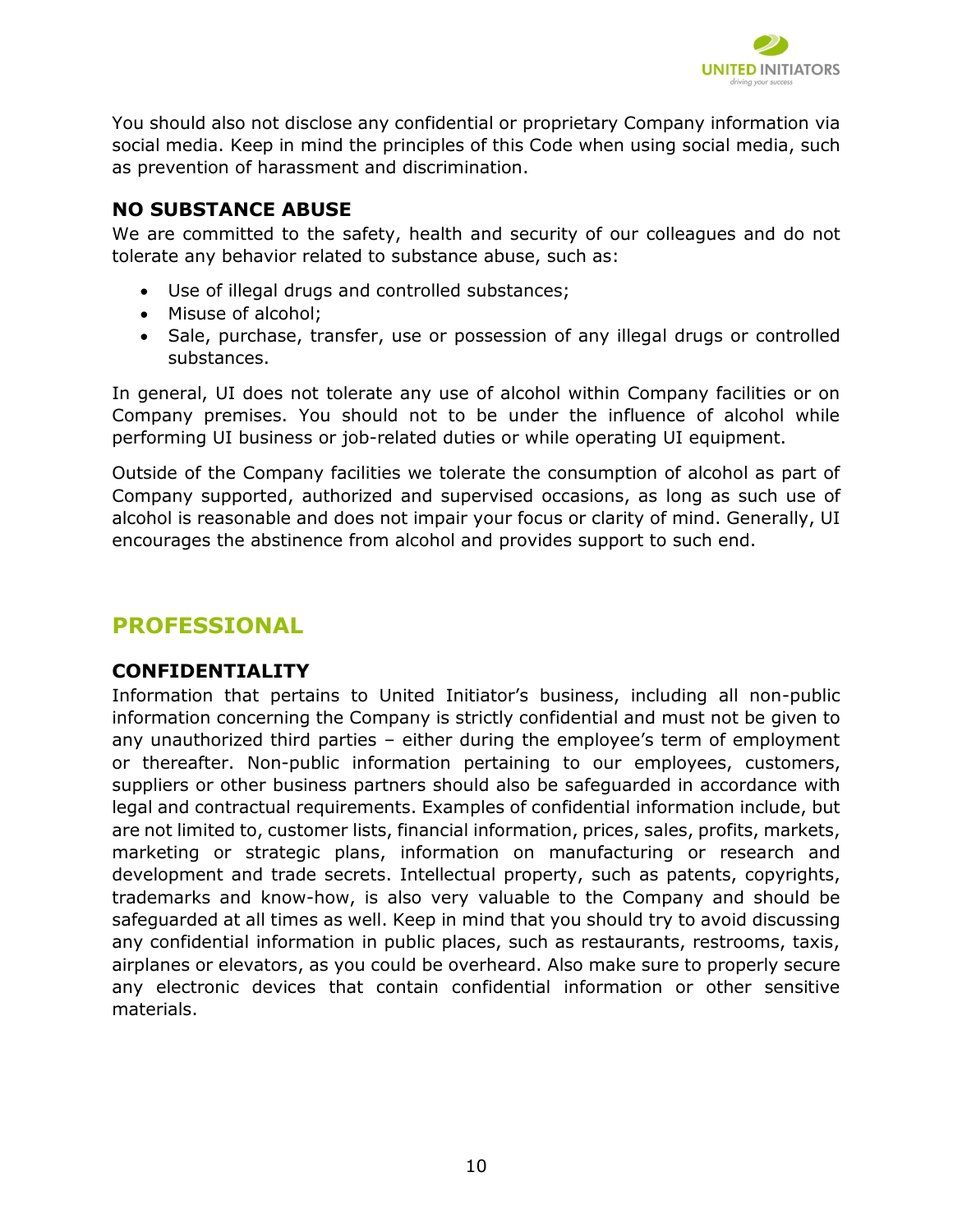You should also not disclose any confidential or proprietary Company information via social media. Keep in mind the principles of this Code when using social media, such as prevention of harassment and discrimination.

### NO SUBSTANCE ABUSE

We are committed to the safety, health and security of our colleagues and do not tolerate any behavior related to substance abuse, such as:

- Use of illegal drugs and controlled substances;
- Misuse of alcohol;
- Sale, purchase, transfer, use or possession of any illegal drugs or controlled substances.

In general, UI does not tolerate any use of alcohol within Company facilities or on Company premises. You should not to be under the influence of alcohol while performing UI business or job-related duties or while operating UI equipment.

Outside of the Company facilities we tolerate the consumption of alcohol as part of Company supported, authorized and supervised occasions, as long as such use of alcohol is reasonable and does not impair your focus or clarity of mind. Generally, UI encourages the abstinence from alcohol and provides support to such end.

## PROFESSIONAL

### CONFIDENTIALITY

Information that pertains to United Initiator's business, including all non-public information concerning the Company is strictly confidential and must not be given to any unauthorized third parties – either during the employee's term of employment or thereafter. Non-public information pertaining to our employees, customers, suppliers or other business partners should also be safeguarded in accordance with legal and contractual requirements. Examples of confidential information include, but are not limited to, customer lists, financial information, prices, sales, profits, markets, marketing or strategic plans, information on manufacturing or research and development and trade secrets. Intellectual property, such as patents, copyrights, trademarks and know-how, is also very valuable to the Company and should be safeguarded at all times as well. Keep in mind that you should try to avoid discussing any confidential information in public places, such as restaurants, restrooms, taxis, airplanes or elevators, as you could be overheard. Also make sure to properly secure any electronic devices that contain confidential information or other sensitive materials.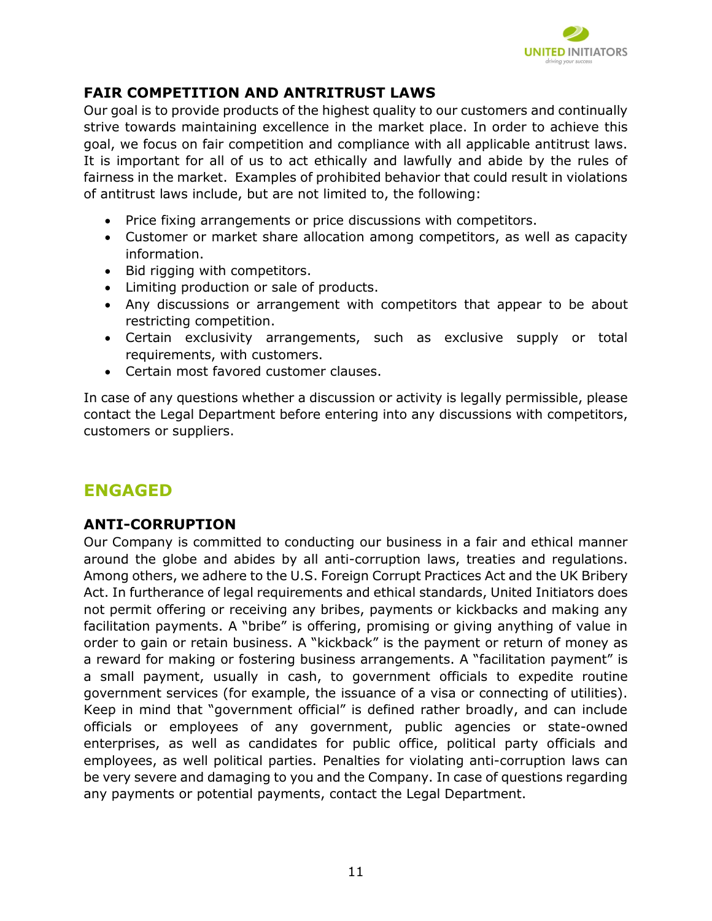## FAIR COMPETITION AND ANTRITRUST LAWS

Our goal is to provide products of the highest quality to our customers and continually strive towards maintaining excellence in the market place. In order to achieve this goal, we focus on fair competition and compliance with all applicable antitrust laws. It is important for all of us to act ethically and lawfully and abide by the rules of fairness in the market. Examples of prohibited behavior that could result in violations of antitrust laws include, but are not limited to, the following:

- Price fixing arrangements or price discussions with competitors.
- Customer or market share allocation among competitors, as well as capacity information.
- Bid rigging with competitors.
- Limiting production or sale of products.
- Any discussions or arrangement with competitors that appear to be about restricting competition.
- Certain exclusivity arrangements, such as exclusive supply or total requirements, with customers.
- Certain most favored customer clauses.

In case of any questions whether a discussion or activity is legally permissible, please contact the Legal Department before entering into any discussions with competitors, customers or suppliers.

# ENGAGED

## ANTI-CORRUPTION

Our Company is committed to conducting our business in a fair and ethical manner around the globe and abides by all anti-corruption laws, treaties and regulations. Among others, we adhere to the U.S. Foreign Corrupt Practices Act and the UK Bribery Act. In furtherance of legal requirements and ethical standards, United Initiators does not permit offering or receiving any bribes, payments or kickbacks and making any facilitation payments. A "bribe" is offering, promising or giving anything of value in order to gain or retain business. A "kickback" is the payment or return of money as a reward for making or fostering business arrangements. A "facilitation payment" is a small payment, usually in cash, to government officials to expedite routine government services (for example, the issuance of a visa or connecting of utilities). Keep in mind that "government official" is defined rather broadly, and can include officials or employees of any government, public agencies or state-owned enterprises, as well as candidates for public office, political party officials and employees, as well political parties. Penalties for violating anti-corruption laws can be very severe and damaging to you and the Company. In case of questions regarding any payments or potential payments, contact the Legal Department.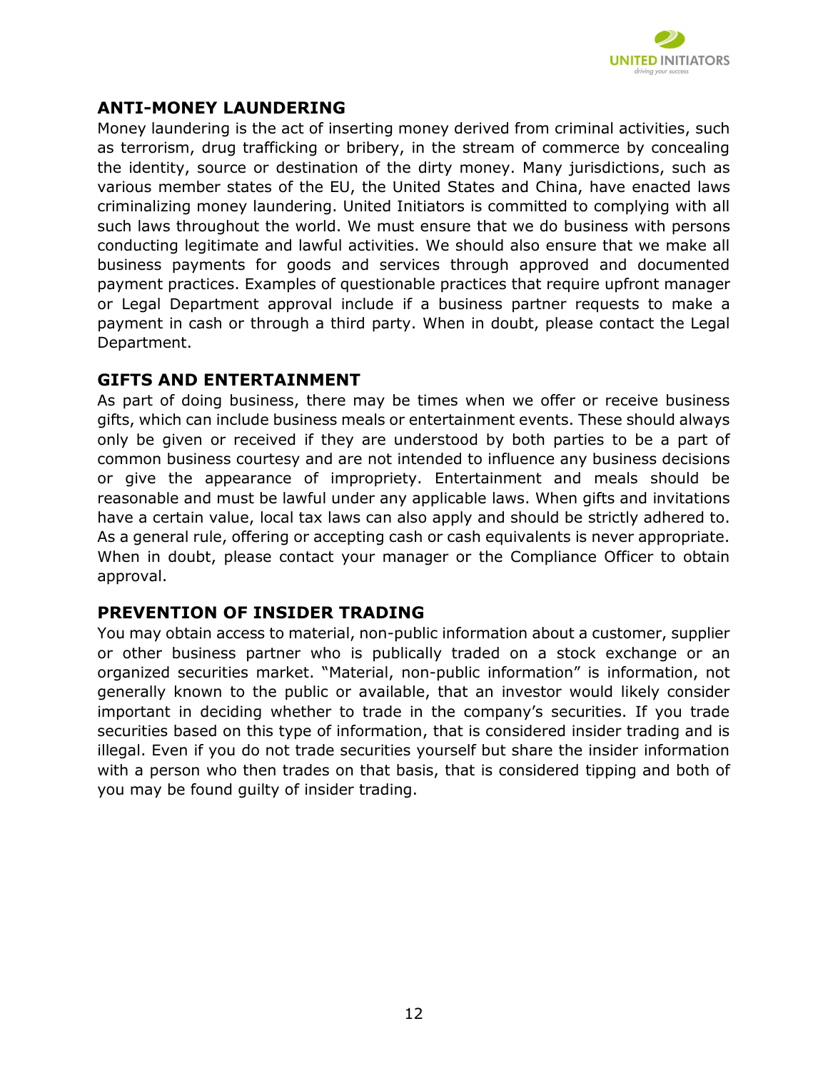## ANTI-MONEY LAUNDERING

Money laundering is the act of inserting money derived from criminal activities, such as terrorism, drug trafficking or bribery, in the stream of commerce by concealing the identity, source or destination of the dirty money. Many jurisdictions, such as various member states of the EU, the United States and China, have enacted laws criminalizing money laundering. United Initiators is committed to complying with all such laws throughout the world. We must ensure that we do business with persons conducting legitimate and lawful activities. We should also ensure that we make all business payments for goods and services through approved and documented payment practices. Examples of questionable practices that require upfront manager or Legal Department approval include if a business partner requests to make a payment in cash or through a third party. When in doubt, please contact the Legal Department.

## GIFTS AND ENTERTAINMENT

As part of doing business, there may be times when we offer or receive business gifts, which can include business meals or entertainment events. These should always only be given or received if they are understood by both parties to be a part of common business courtesy and are not intended to influence any business decisions or give the appearance of impropriety. Entertainment and meals should be reasonable and must be lawful under any applicable laws. When gifts and invitations have a certain value, local tax laws can also apply and should be strictly adhered to. As a general rule, offering or accepting cash or cash equivalents is never appropriate. When in doubt, please contact your manager or the Compliance Officer to obtain approval.

## PREVENTION OF INSIDER TRADING

You may obtain access to material, non-public information about a customer, supplier or other business partner who is publically traded on a stock exchange or an organized securities market. "Material, non-public information" is information, not generally known to the public or available, that an investor would likely consider important in deciding whether to trade in the company's securities. If you trade securities based on this type of information, that is considered insider trading and is illegal. Even if you do not trade securities yourself but share the insider information with a person who then trades on that basis, that is considered tipping and both of you may be found guilty of insider trading.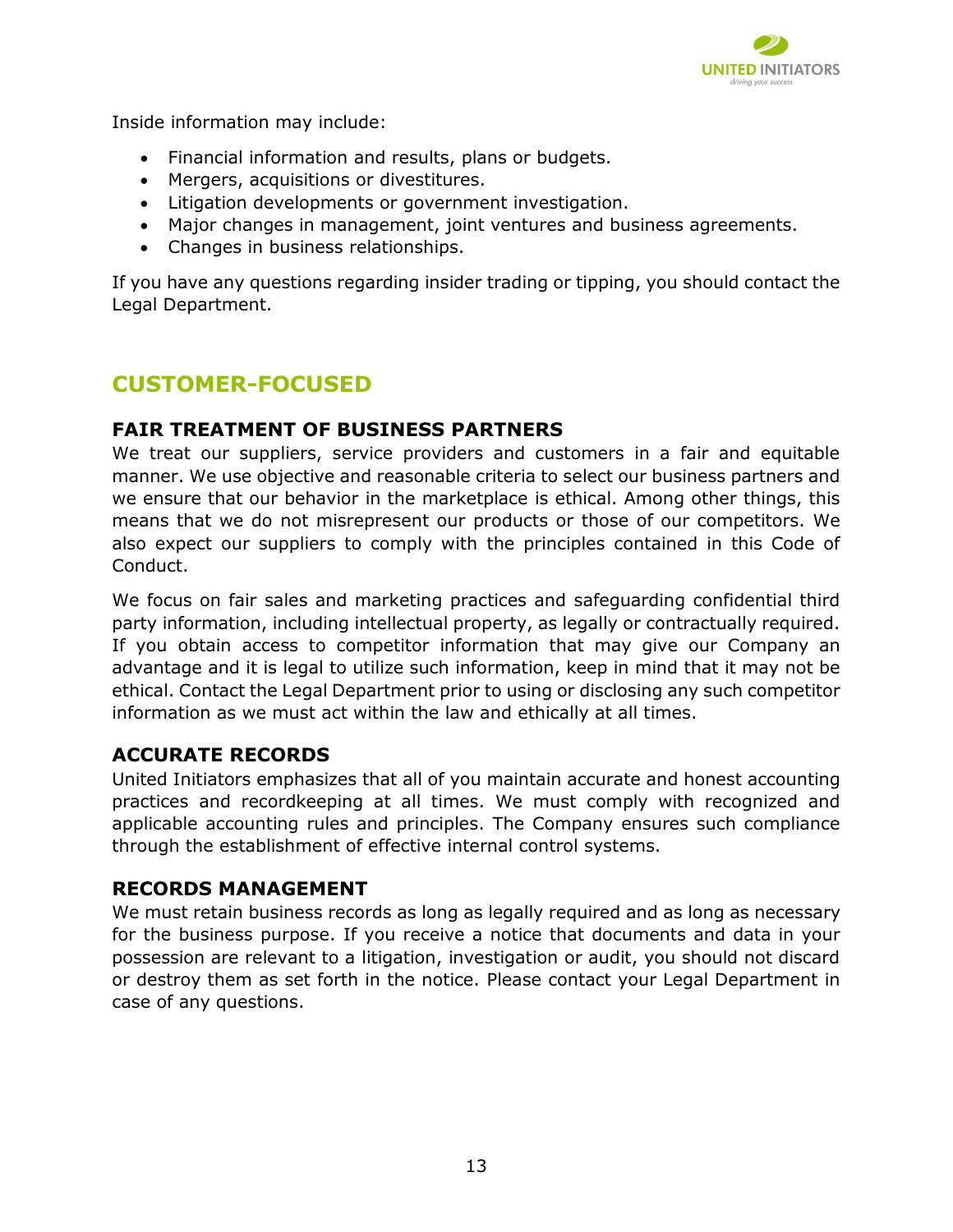Inside information may include:

- Financial information and results, plans or budgets.
- Mergers, acquisitions or divestitures.
- Litigation developments or government investigation.
- Major changes in management, joint ventures and business agreements.
- Changes in business relationships.

If you have any questions regarding insider trading or tipping, you should contact the Legal Department.

## CUSTOMER-FOCUSED

### FAIR TREATMENT OF BUSINESS PARTNERS

We treat our suppliers, service providers and customers in a fair and equitable manner. We use objective and reasonable criteria to select our business partners and we ensure that our behavior in the marketplace is ethical. Among other things, this means that we do not misrepresent our products or those of our competitors. We also expect our suppliers to comply with the principles contained in this Code of Conduct.

We focus on fair sales and marketing practices and safeguarding confidential third party information, including intellectual property, as legally or contractually required. If you obtain access to competitor information that may give our Company an advantage and it is legal to utilize such information, keep in mind that it may not be ethical. Contact the Legal Department prior to using or disclosing any such competitor information as we must act within the law and ethically at all times.

### ACCURATE RECORDS

United Initiators emphasizes that all of you maintain accurate and honest accounting practices and recordkeeping at all times. We must comply with recognized and applicable accounting rules and principles. The Company ensures such compliance through the establishment of effective internal control systems.

### RECORDS MANAGEMENT

We must retain business records as long as legally required and as long as necessary for the business purpose. If you receive a notice that documents and data in your possession are relevant to a litigation, investigation or audit, you should not discard or destroy them as set forth in the notice. Please contact your Legal Department in case of any questions.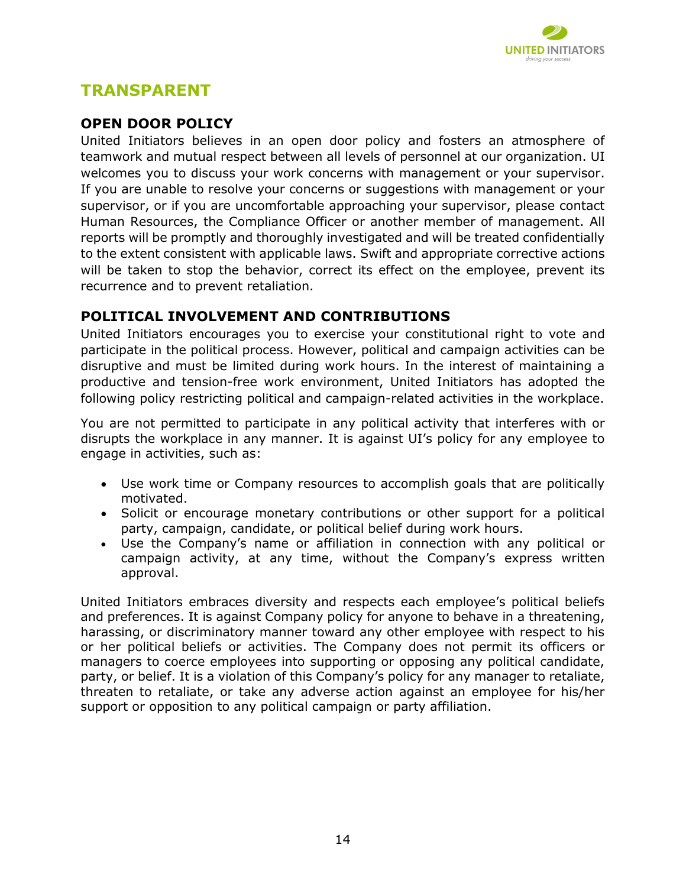## TRANSPARENT

### OPEN DOOR POLICY

United Initiators believes in an open door policy and fosters an atmosphere of teamwork and mutual respect between all levels of personnel at our organization. UI welcomes you to discuss your work concerns with management or your supervisor. If you are unable to resolve your concerns or suggestions with management or your supervisor, or if you are uncomfortable approaching your supervisor, please contact Human Resources, the Compliance Officer or another member of management. All reports will be promptly and thoroughly investigated and will be treated confidentially to the extent consistent with applicable laws. Swift and appropriate corrective actions will be taken to stop the behavior, correct its effect on the employee, prevent its recurrence and to prevent retaliation.

### POLITICAL INVOLVEMENT AND CONTRIBUTIONS

United Initiators encourages you to exercise your constitutional right to vote and participate in the political process. However, political and campaign activities can be disruptive and must be limited during work hours. In the interest of maintaining a productive and tension-free work environment, United Initiators has adopted the following policy restricting political and campaign-related activities in the workplace.

You are not permitted to participate in any political activity that interferes with or disrupts the workplace in any manner. It is against UI's policy for any employee to engage in activities, such as:

- Use work time or Company resources to accomplish goals that are politically motivated.
- Solicit or encourage monetary contributions or other support for a political party, campaign, candidate, or political belief during work hours.
- Use the Company's name or affiliation in connection with any political or campaign activity, at any time, without the Company's express written approval.

United Initiators embraces diversity and respects each employee's political beliefs and preferences. It is against Company policy for anyone to behave in a threatening, harassing, or discriminatory manner toward any other employee with respect to his or her political beliefs or activities. The Company does not permit its officers or managers to coerce employees into supporting or opposing any political candidate, party, or belief. It is a violation of this Company's policy for any manager to retaliate, threaten to retaliate, or take any adverse action against an employee for his/her support or opposition to any political campaign or party affiliation.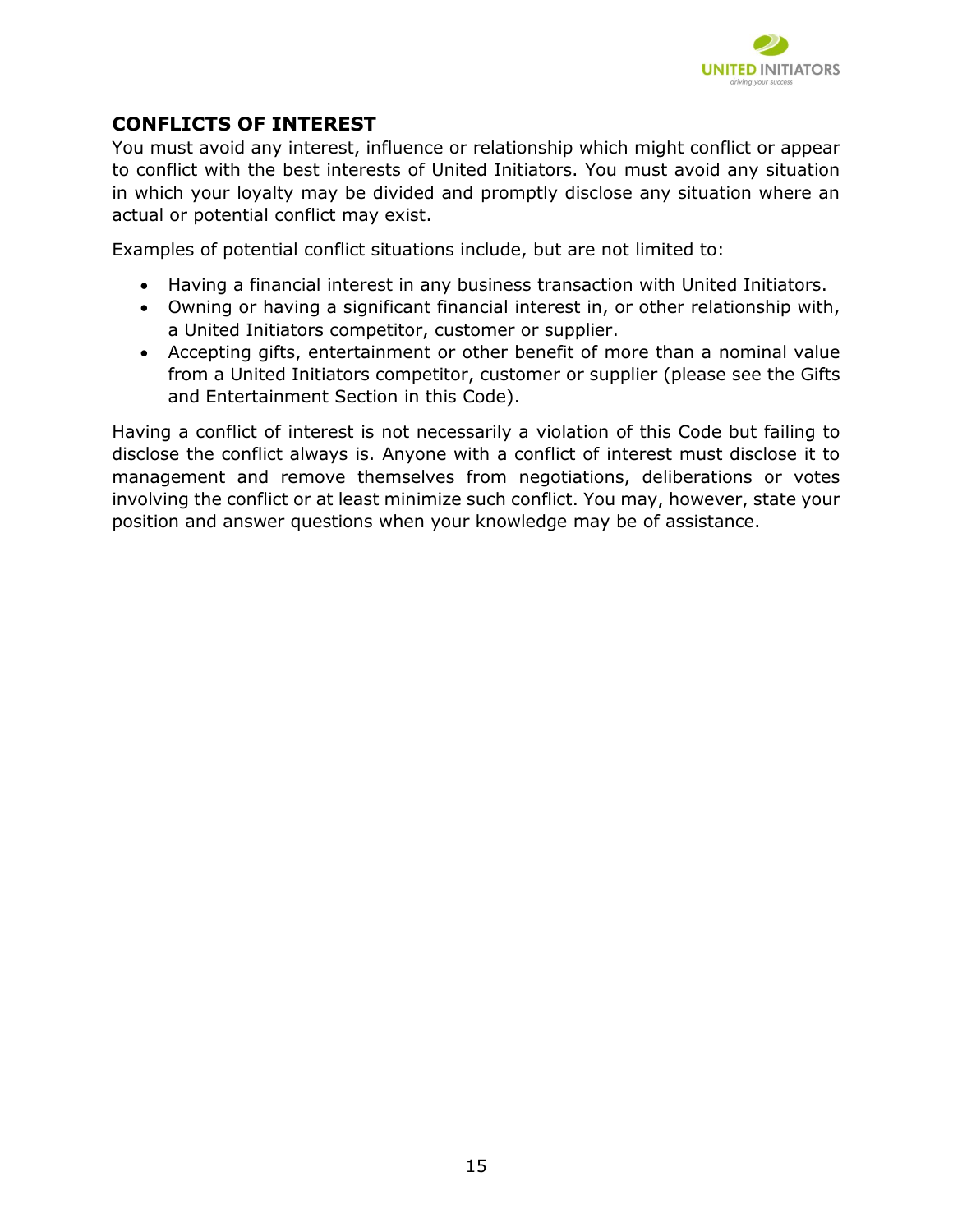## CONFLICTS OF INTEREST

You must avoid any interest, influence or relationship which might conflict or appear to conflict with the best interests of United Initiators. You must avoid any situation in which your loyalty may be divided and promptly disclose any situation where an actual or potential conflict may exist.

Examples of potential conflict situations include, but are not limited to:

- Having a financial interest in any business transaction with United Initiators.
- Owning or having a significant financial interest in, or other relationship with, a United Initiators competitor, customer or supplier.
- Accepting gifts, entertainment or other benefit of more than a nominal value from a United Initiators competitor, customer or supplier (please see the Gifts and Entertainment Section in this Code).

Having a conflict of interest is not necessarily a violation of this Code but failing to disclose the conflict always is. Anyone with a conflict of interest must disclose it to management and remove themselves from negotiations, deliberations or votes involving the conflict or at least minimize such conflict. You may, however, state your position and answer questions when your knowledge may be of assistance.